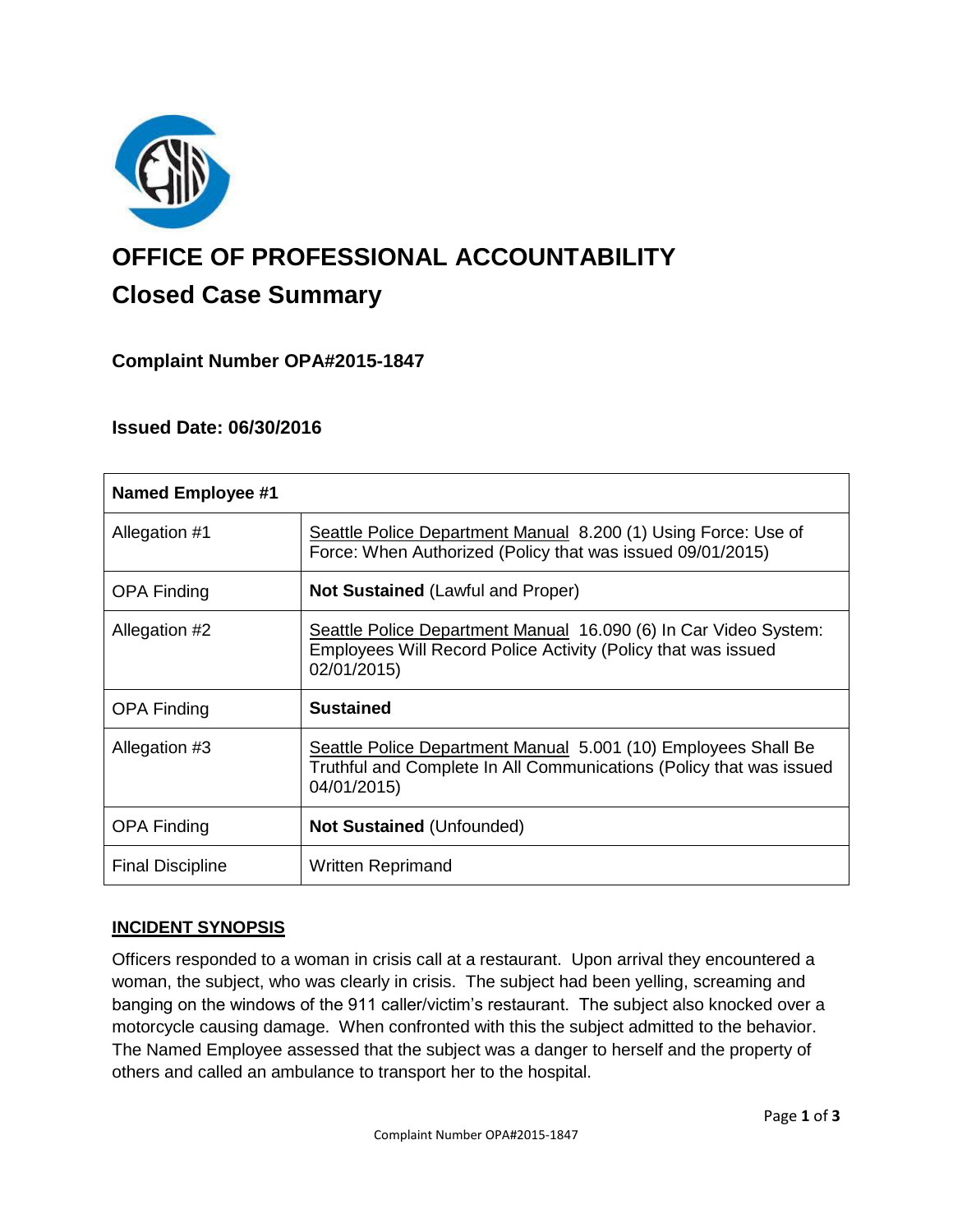# OFFICE OF PROFESSIONAL ACCOUNTABILITY

## Closed Case Summary

### Complaint Number OPA#2015-1847

### Issued Date: 06/30/2016

| Named Employee #1 | |
|---|---|
| Allegation #1 | Seattle Police Department Manual 8.200 (1) Using Force: Use of Force: When Authorized (Policy that was issued 09/01/2015) |
| OPA Finding | **Not Sustained** (Lawful and Proper) |
| Allegation #2 | Seattle Police Department Manual 16.090 (6) In Car Video System: Employees Will Record Police Activity (Policy that was issued 02/01/2015) |
| OPA Finding | **Sustained** |
| Allegation #3 | Seattle Police Department Manual 5.001 (10) Employees Shall Be Truthful and Complete In All Communications (Policy that was issued 04/01/2015) |
| OPA Finding | **Not Sustained** (Unfounded) |
| Final Discipline | Written Reprimand |

## INCIDENT SYNOPSIS

Officers responded to a woman in crisis call at a restaurant. Upon arrival they encountered a woman, the subject, who was clearly in crisis. The subject had been yelling, screaming and banging on the windows of the 911 caller/victim's restaurant. The subject also knocked over a motorcycle causing damage. When confronted with this the subject admitted to the behavior. The Named Employee assessed that the subject was a danger to herself and the property of others and called an ambulance to transport her to the hospital.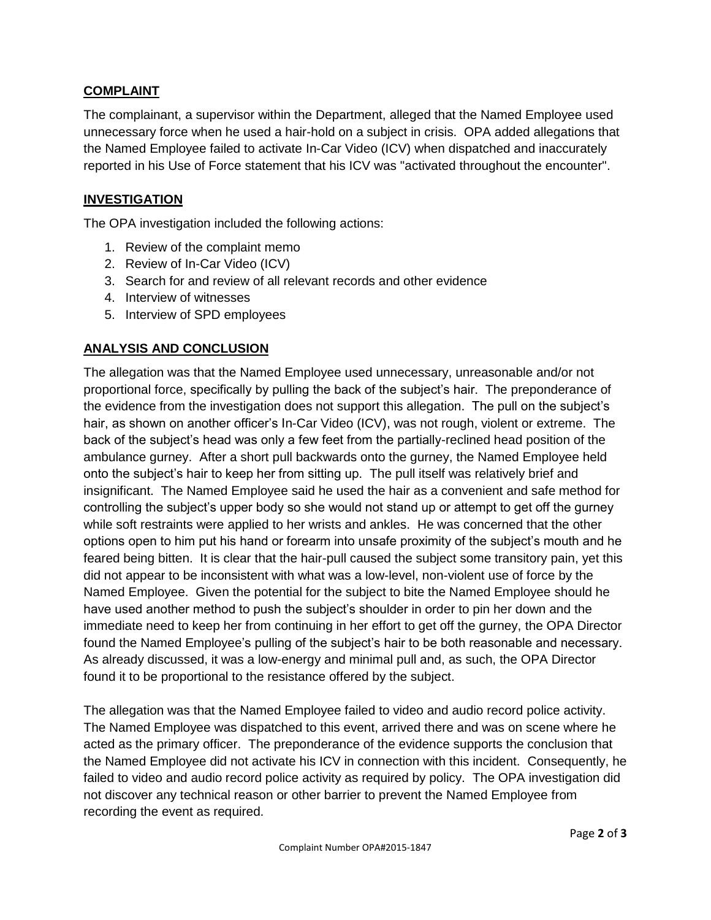## COMPLAINT

The complainant, a supervisor within the Department, alleged that the Named Employee used unnecessary force when he used a hair-hold on a subject in crisis. OPA added allegations that the Named Employee failed to activate In-Car Video (ICV) when dispatched and inaccurately reported in his Use of Force statement that his ICV was "activated throughout the encounter".

## INVESTIGATION

The OPA investigation included the following actions:

1. Review of the complaint memo
2. Review of In-Car Video (ICV)
3. Search for and review of all relevant records and other evidence
4. Interview of witnesses
5. Interview of SPD employees

## ANALYSIS AND CONCLUSION

The allegation was that the Named Employee used unnecessary, unreasonable and/or not proportional force, specifically by pulling the back of the subject's hair. The preponderance of the evidence from the investigation does not support this allegation. The pull on the subject's hair, as shown on another officer's In-Car Video (ICV), was not rough, violent or extreme. The back of the subject's head was only a few feet from the partially-reclined head position of the ambulance gurney. After a short pull backwards onto the gurney, the Named Employee held onto the subject's hair to keep her from sitting up. The pull itself was relatively brief and insignificant. The Named Employee said he used the hair as a convenient and safe method for controlling the subject's upper body so she would not stand up or attempt to get off the gurney while soft restraints were applied to her wrists and ankles. He was concerned that the other options open to him put his hand or forearm into unsafe proximity of the subject's mouth and he feared being bitten. It is clear that the hair-pull caused the subject some transitory pain, yet this did not appear to be inconsistent with what was a low-level, non-violent use of force by the Named Employee. Given the potential for the subject to bite the Named Employee should he have used another method to push the subject's shoulder in order to pin her down and the immediate need to keep her from continuing in her effort to get off the gurney, the OPA Director found the Named Employee's pulling of the subject's hair to be both reasonable and necessary. As already discussed, it was a low-energy and minimal pull and, as such, the OPA Director found it to be proportional to the resistance offered by the subject.

The allegation was that the Named Employee failed to video and audio record police activity. The Named Employee was dispatched to this event, arrived there and was on scene where he acted as the primary officer. The preponderance of the evidence supports the conclusion that the Named Employee did not activate his ICV in connection with this incident. Consequently, he failed to video and audio record police activity as required by policy. The OPA investigation did not discover any technical reason or other barrier to prevent the Named Employee from recording the event as required.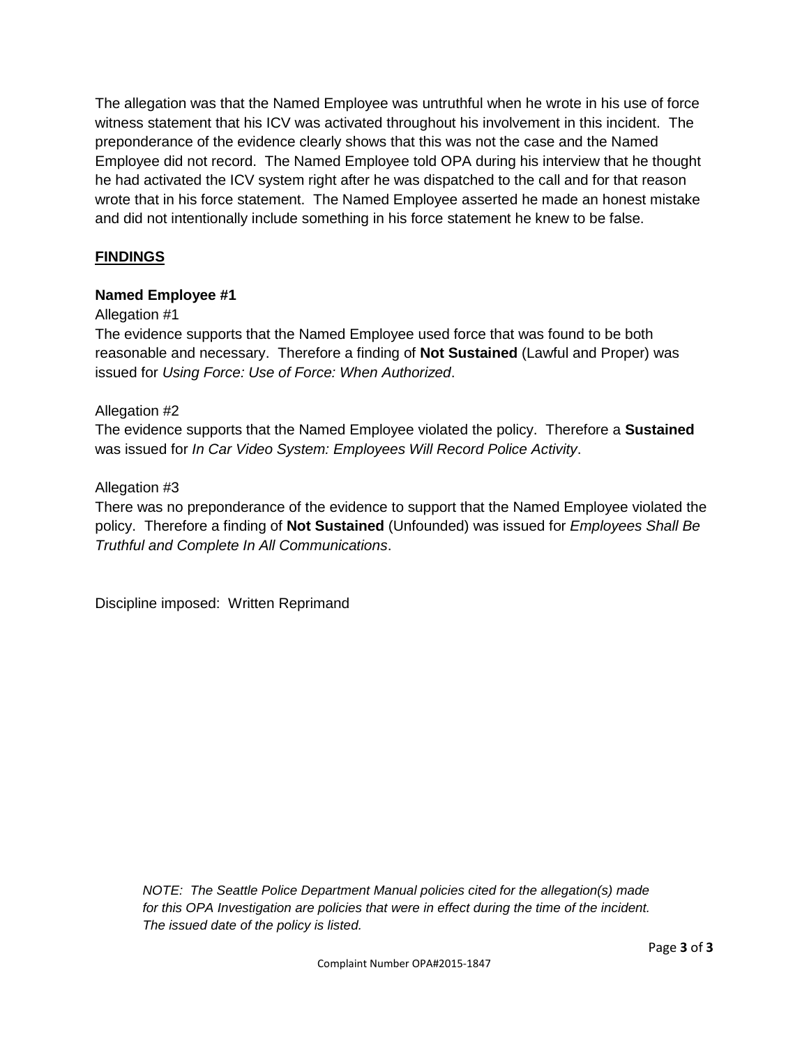The allegation was that the Named Employee was untruthful when he wrote in his use of force witness statement that his ICV was activated throughout his involvement in this incident. The preponderance of the evidence clearly shows that this was not the case and the Named Employee did not record. The Named Employee told OPA during his interview that he thought he had activated the ICV system right after he was dispatched to the call and for that reason wrote that in his force statement. The Named Employee asserted he made an honest mistake and did not intentionally include something in his force statement he knew to be false.

## FINDINGS

**Named Employee #1**

Allegation #1

The evidence supports that the Named Employee used force that was found to be both reasonable and necessary. Therefore a finding of **Not Sustained** (Lawful and Proper) was issued for *Using Force: Use of Force: When Authorized*.

Allegation #2

The evidence supports that the Named Employee violated the policy. Therefore a **Sustained** was issued for *In Car Video System: Employees Will Record Police Activity*.

Allegation #3

There was no preponderance of the evidence to support that the Named Employee violated the policy. Therefore a finding of **Not Sustained** (Unfounded) was issued for *Employees Shall Be Truthful and Complete In All Communications*.

Discipline imposed: Written Reprimand

*NOTE: The Seattle Police Department Manual policies cited for the allegation(s) made for this OPA Investigation are policies that were in effect during the time of the incident. The issued date of the policy is listed.*

Complaint Number OPA#2015-1847